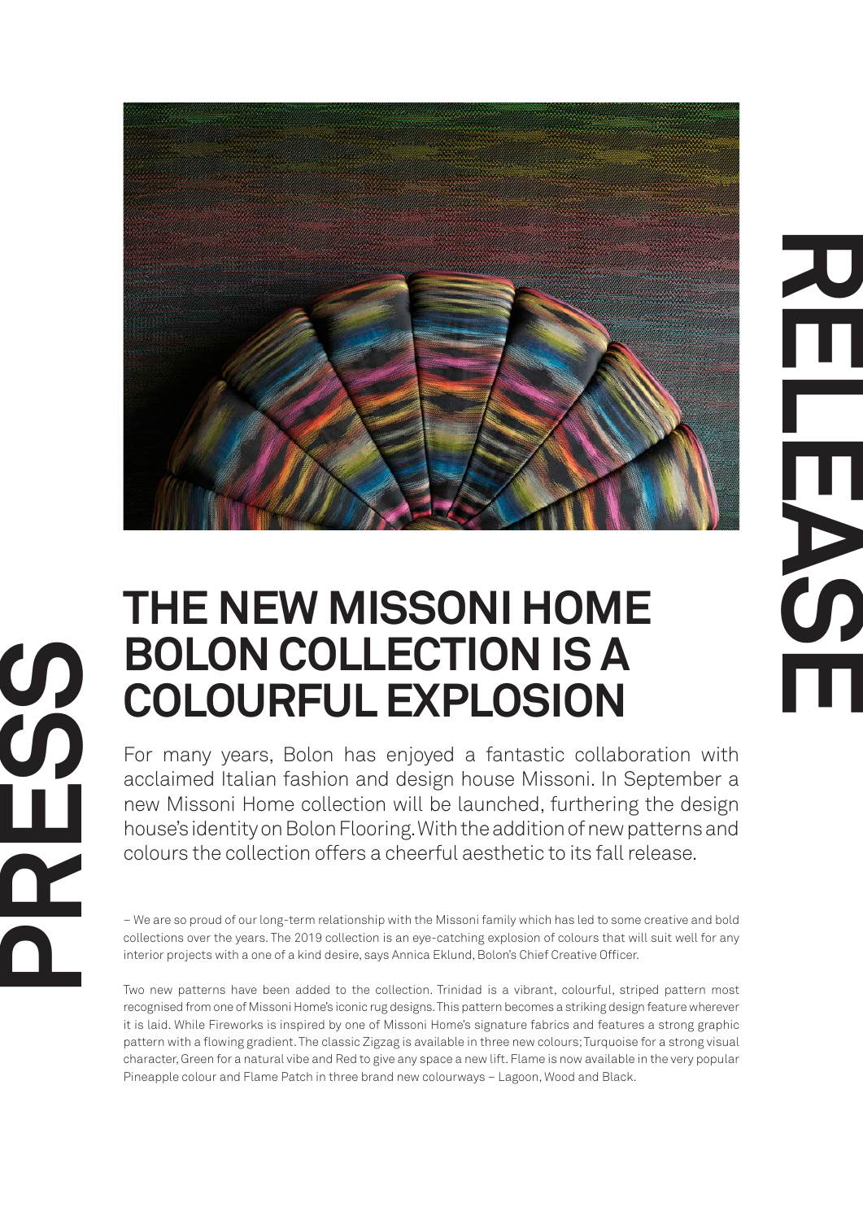PRESS RELEASE

# THE NEW MISSONI HOME BOLON COLLECTION IS A COLOURFUL EXPLOSION

For many years, Bolon has enjoyed a fantastic collaboration with acclaimed Italian fashion and design house Missoni. In September a new Missoni Home collection will be launched, furthering the design house's identity on Bolon Flooring. With the addition of new patterns and colours the collection offers a cheerful aesthetic to its fall release.

– We are so proud of our long-term relationship with the Missoni family which has led to some creative and bold collections over the years. The 2019 collection is an eye-catching explosion of colours that will suit well for any interior projects with a one of a kind desire, says Annica Eklund, Bolon's Chief Creative Officer.

Two new patterns have been added to the collection. Trinidad is a vibrant, colourful, striped pattern most recognised from one of Missoni Home's iconic rug designs. This pattern becomes a striking design feature wherever it is laid. While Fireworks is inspired by one of Missoni Home's signature fabrics and features a strong graphic pattern with a flowing gradient. The classic Zigzag is available in three new colours; Turquoise for a strong visual character, Green for a natural vibe and Red to give any space a new lift. Flame is now available in the very popular Pineapple colour and Flame Patch in three brand new colourways – Lagoon, Wood and Black.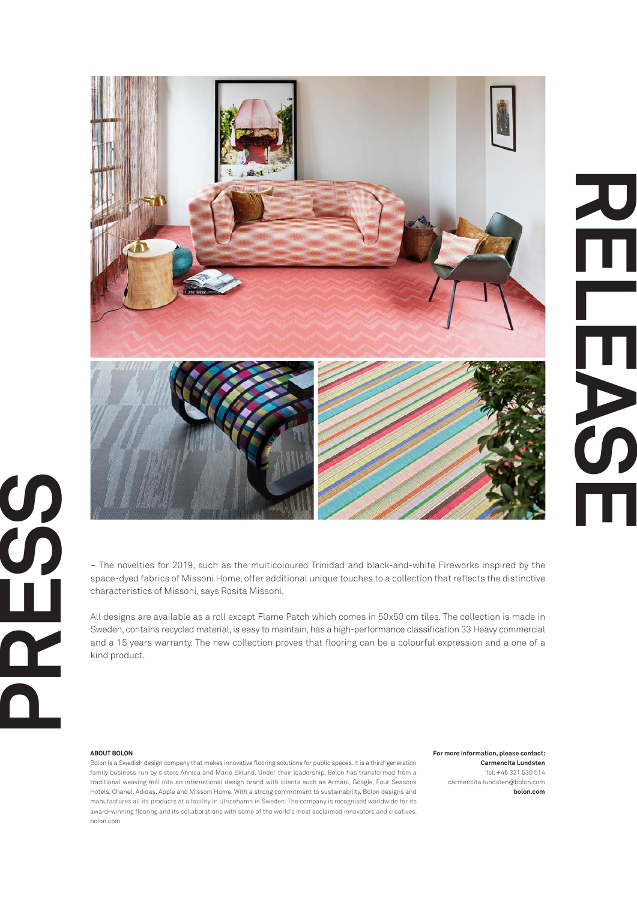– The novelties for 2019, such as the multicoloured Trinidad and black-and-white Fireworks inspired by the space-dyed fabrics of Missoni Home, offer additional unique touches to a collection that reflects the distinctive characteristics of Missoni, says Rosita Missoni.

All designs are available as a roll except Flame Patch which comes in 50x50 cm tiles. The collection is made in Sweden, contains recycled material, is easy to maintain, has a high-performance classification 33 Heavy commercial and a 15 years warranty. The new collection proves that flooring can be a colourful expression and a one of a kind product.

**ABOUT BOLON**

Bolon is a Swedish design company that makes innovative flooring solutions for public spaces. It is a third-generation family business run by sisters Annica and Marie Eklund. Under their leadership, Bolon has transformed from a traditional weaving mill into an international design brand with clients such as Armani, Google, Four Seasons Hotels, Chanel, Adidas, Apple and Missoni Home. With a strong commitment to sustainability, Bolon designs and manufactures all its products at a facility in Ulricehamn in Sweden. The company is recognised worldwide for its award-winning flooring and its collaborations with some of the world's most acclaimed innovators and creatives. bolon.com

**For more information, please contact:**
**Carmencita Lundsten**
Tel: +46 321 530 514
carmencita.lundsten@bolon.com
**bolon.com**